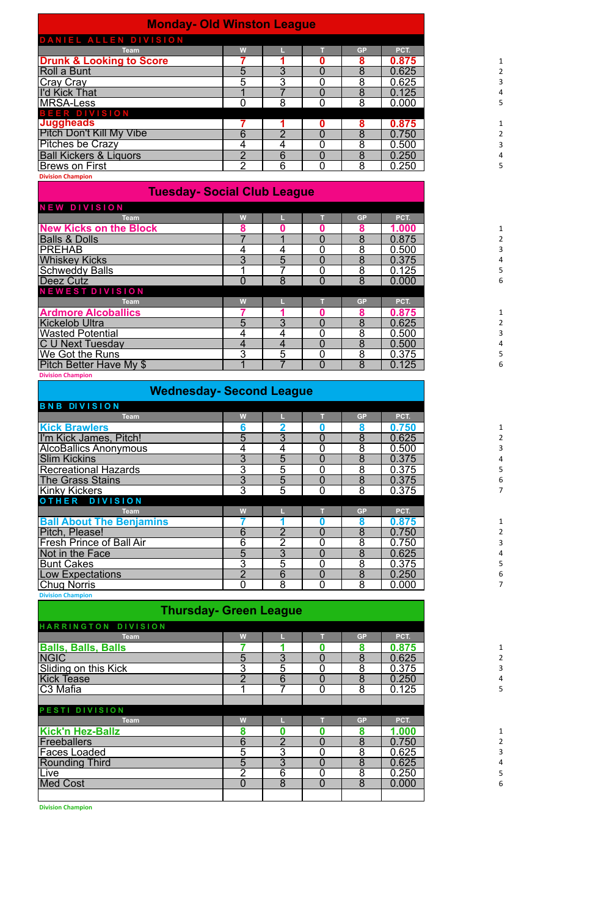## Monday- Old Winston League

### DANIEL ALLEN DIVISION

| Team | W | L | T | GP | PCT. | |
|---|---|---|---|---|---|---|
| **Drunk & Looking to Score** | **7** | **1** | **0** | **8** | **0.875** | 1 |
| Roll a Bunt | 5 | 3 | 0 | 8 | 0.625 | 2 |
| Cray Cray | 5 | 3 | 0 | 8 | 0.625 | 3 |
| I'd Kick That | 1 | 7 | 0 | 8 | 0.125 | 4 |
| MRSA-Less | 0 | 8 | 0 | 8 | 0.000 | 5 |

### BEER DIVISION

| Team | W | L | T | GP | PCT. | |
|---|---|---|---|---|---|---|
| **Juggheads** | **7** | **1** | **0** | **8** | **0.875** | 1 |
| Pitch Don't Kill My Vibe | 6 | 2 | 0 | 8 | 0.750 | 2 |
| Pitches be Crazy | 4 | 4 | 0 | 8 | 0.500 | 3 |
| Ball Kickers & Liquors | 2 | 6 | 0 | 8 | 0.250 | 4 |
| Brews on First | 2 | 6 | 0 | 8 | 0.250 | 5 |

Division Champion

## Tuesday- Social Club League

### NEW DIVISION

| Team | W | L | T | GP | PCT. | |
|---|---|---|---|---|---|---|
| **New Kicks on the Block** | **8** | **0** | **0** | **8** | **1.000** | 1 |
| Balls & Dolls | 7 | 1 | 0 | 8 | 0.875 | 2 |
| PREHAB | 4 | 4 | 0 | 8 | 0.500 | 3 |
| Whiskey Kicks | 3 | 5 | 0 | 8 | 0.375 | 4 |
| Schweddy Balls | 1 | 7 | 0 | 8 | 0.125 | 5 |
| Deez Cutz | 0 | 8 | 0 | 8 | 0.000 | 6 |

### NEWEST DIVISION

| Team | W | L | T | GP | PCT. | |
|---|---|---|---|---|---|---|
| **Ardmore Alcoballics** | **7** | **1** | **0** | **8** | **0.875** | 1 |
| Kickelob Ultra | 5 | 3 | 0 | 8 | 0.625 | 2 |
| Wasted Potential | 4 | 4 | 0 | 8 | 0.500 | 3 |
| C U Next Tuesday | 4 | 4 | 0 | 8 | 0.500 | 4 |
| We Got the Runs | 3 | 5 | 0 | 8 | 0.375 | 5 |
| Pitch Better Have My $ | 1 | 7 | 0 | 8 | 0.125 | 6 |

Division Champion

## Wednesday- Second League

### BNB DIVISION

| Team | W | L | T | GP | PCT. | |
|---|---|---|---|---|---|---|
| **Kick Brawlers** | **6** | **2** | **0** | **8** | **0.750** | 1 |
| I'm Kick James, Pitch! | 5 | 3 | 0 | 8 | 0.625 | 2 |
| AlcoBallics Anonymous | 4 | 4 | 0 | 8 | 0.500 | 3 |
| Slim Kickins | 3 | 5 | 0 | 8 | 0.375 | 4 |
| Recreational Hazards | 3 | 5 | 0 | 8 | 0.375 | 5 |
| The Grass Stains | 3 | 5 | 0 | 8 | 0.375 | 6 |
| Kinky Kickers | 3 | 5 | 0 | 8 | 0.375 | 7 |

### OTHER DIVISION

| Team | W | L | T | GP | PCT. | |
|---|---|---|---|---|---|---|
| **Ball About The Benjamins** | **7** | **1** | **0** | **8** | **0.875** | 1 |
| Pitch, Please! | 6 | 2 | 0 | 8 | 0.750 | 2 |
| Fresh Prince of Ball Air | 6 | 2 | 0 | 8 | 0.750 | 3 |
| Not in the Face | 5 | 3 | 0 | 8 | 0.625 | 4 |
| Bunt Cakes | 3 | 5 | 0 | 8 | 0.375 | 5 |
| Low Expectations | 2 | 6 | 0 | 8 | 0.250 | 6 |
| Chug Norris | 0 | 8 | 0 | 8 | 0.000 | 7 |

Division Champion

## Thursday- Green League

### HARRINGTON DIVISION

| Team | W | L | T | GP | PCT. | |
|---|---|---|---|---|---|---|
| **Balls, Balls, Balls** | **7** | **1** | **0** | **8** | **0.875** | 1 |
| NGIC | 5 | 3 | 0 | 8 | 0.625 | 2 |
| Sliding on this Kick | 3 | 5 | 0 | 8 | 0.375 | 3 |
| Kick Tease | 2 | 6 | 0 | 8 | 0.250 | 4 |
| C3 Mafia | 1 | 7 | 0 | 8 | 0.125 | 5 |

### PESTI DIVISION

| Team | W | L | T | GP | PCT. | |
|---|---|---|---|---|---|---|
| **Kick'n Hez-Ballz** | **8** | **0** | **0** | **8** | **1.000** | 1 |
| Freeballers | 6 | 2 | 0 | 8 | 0.750 | 2 |
| Faces Loaded | 5 | 3 | 0 | 8 | 0.625 | 3 |
| Rounding Third | 5 | 3 | 0 | 8 | 0.625 | 4 |
| Live | 2 | 6 | 0 | 8 | 0.250 | 5 |
| Med Cost | 0 | 8 | 0 | 8 | 0.000 | 6 |

Division Champion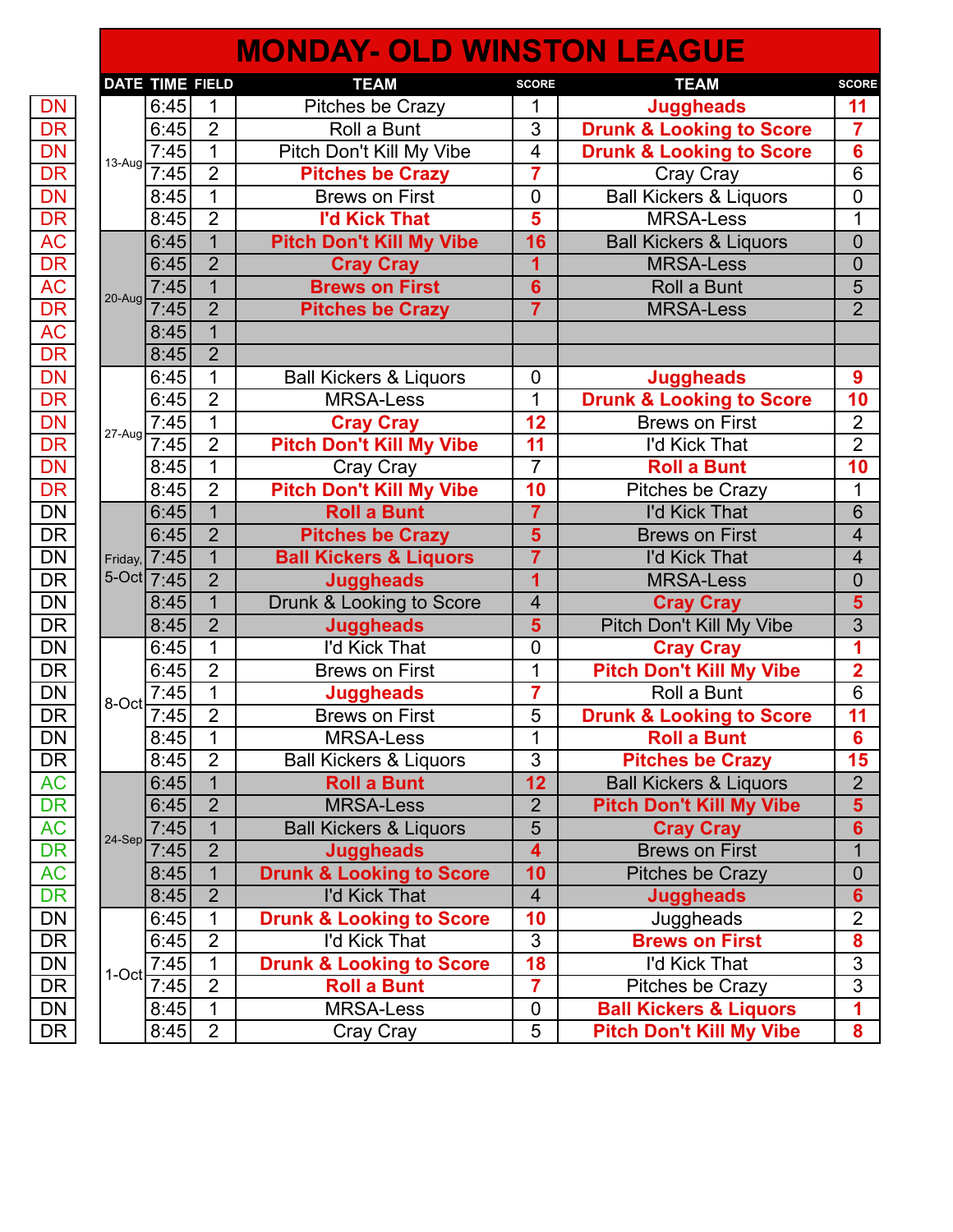# MONDAY- OLD WINSTON LEAGUE

| | DATE | TIME | FIELD | TEAM | SCORE | TEAM | SCORE |
|---|---|---|---|---|---|---|---|
| DN | 13-Aug | 6:45 | 1 | Pitches be Crazy | 1 | **Juggheads** | **11** |
| DR | | 6:45 | 2 | Roll a Bunt | 3 | **Drunk & Looking to Score** | **7** |
| DN | | 7:45 | 1 | Pitch Don't Kill My Vibe | 4 | **Drunk & Looking to Score** | **6** |
| DR | | 7:45 | 2 | **Pitches be Crazy** | **7** | Cray Cray | 6 |
| DN | | 8:45 | 1 | Brews on First | 0 | Ball Kickers & Liquors | 0 |
| DR | | 8:45 | 2 | **I'd Kick That** | **5** | MRSA-Less | 1 |
| AC | 20-Aug | 6:45 | 1 | **Pitch Don't Kill My Vibe** | **16** | Ball Kickers & Liquors | 0 |
| DR | | 6:45 | 2 | **Cray Cray** | **1** | MRSA-Less | 0 |
| AC | | 7:45 | 1 | **Brews on First** | **6** | Roll a Bunt | 5 |
| DR | | 7:45 | 2 | **Pitches be Crazy** | **7** | MRSA-Less | 2 |
| AC | | 8:45 | 1 | | | | |
| DR | | 8:45 | 2 | | | | |
| DN | 27-Aug | 6:45 | 1 | Ball Kickers & Liquors | 0 | **Juggheads** | **9** |
| DR | | 6:45 | 2 | MRSA-Less | 1 | **Drunk & Looking to Score** | **10** |
| DN | | 7:45 | 1 | **Cray Cray** | **12** | Brews on First | 2 |
| DR | | 7:45 | 2 | **Pitch Don't Kill My Vibe** | **11** | I'd Kick That | 2 |
| DN | | 8:45 | 1 | Cray Cray | 7 | **Roll a Bunt** | **10** |
| DR | | 8:45 | 2 | **Pitch Don't Kill My Vibe** | **10** | Pitches be Crazy | 1 |
| DN | Friday, 5-Oct | 6:45 | 1 | **Roll a Bunt** | **7** | I'd Kick That | 6 |
| DR | | 6:45 | 2 | **Pitches be Crazy** | **5** | Brews on First | 4 |
| DN | | 7:45 | 1 | **Ball Kickers & Liquors** | **7** | I'd Kick That | 4 |
| DR | | 7:45 | 2 | **Juggheads** | **1** | MRSA-Less | 0 |
| DN | | 8:45 | 1 | Drunk & Looking to Score | 4 | **Cray Cray** | **5** |
| DR | | 8:45 | 2 | **Juggheads** | **5** | Pitch Don't Kill My Vibe | 3 |
| DN | 8-Oct | 6:45 | 1 | I'd Kick That | 0 | **Cray Cray** | **1** |
| DR | | 6:45 | 2 | Brews on First | 1 | **Pitch Don't Kill My Vibe** | **2** |
| DN | | 7:45 | 1 | **Juggheads** | **7** | Roll a Bunt | 6 |
| DR | | 7:45 | 2 | Brews on First | 5 | **Drunk & Looking to Score** | **11** |
| DN | | 8:45 | 1 | MRSA-Less | 1 | **Roll a Bunt** | **6** |
| DR | | 8:45 | 2 | Ball Kickers & Liquors | 3 | **Pitches be Crazy** | **15** |
| AC | 24-Sep | 6:45 | 1 | **Roll a Bunt** | **12** | Ball Kickers & Liquors | 2 |
| DR | | 6:45 | 2 | MRSA-Less | 2 | **Pitch Don't Kill My Vibe** | **5** |
| AC | | 7:45 | 1 | Ball Kickers & Liquors | 5 | **Cray Cray** | **6** |
| DR | | 7:45 | 2 | **Juggheads** | **4** | Brews on First | 1 |
| AC | | 8:45 | 1 | **Drunk & Looking to Score** | **10** | Pitches be Crazy | 0 |
| DR | | 8:45 | 2 | I'd Kick That | 4 | **Juggheads** | **6** |
| DN | 1-Oct | 6:45 | 1 | **Drunk & Looking to Score** | **10** | Juggheads | 2 |
| DR | | 6:45 | 2 | I'd Kick That | 3 | **Brews on First** | **8** |
| DN | | 7:45 | 1 | **Drunk & Looking to Score** | **18** | I'd Kick That | 3 |
| DR | | 7:45 | 2 | **Roll a Bunt** | **7** | Pitches be Crazy | 3 |
| DN | | 8:45 | 1 | MRSA-Less | 0 | **Ball Kickers & Liquors** | **1** |
| DR | | 8:45 | 2 | Cray Cray | 5 | **Pitch Don't Kill My Vibe** | **8** |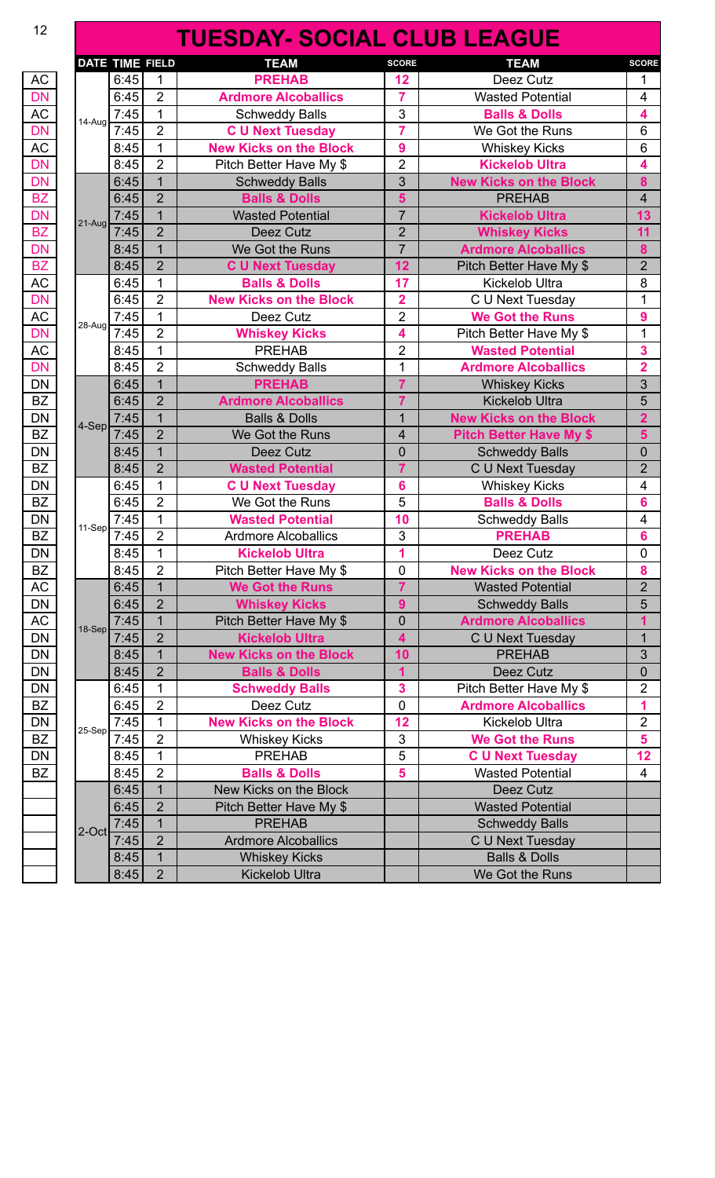# TUESDAY- SOCIAL CLUB LEAGUE

| | DATE | TIME | FIELD | TEAM | SCORE | TEAM | SCORE |
|---|---|---|---|---|---|---|---|
| AC | 14-Aug | 6:45 | 1 | PREHAB | 12 | Deez Cutz | 1 |
| DN | | 6:45 | 2 | Ardmore Alcoballics | 7 | Wasted Potential | 4 |
| AC | | 7:45 | 1 | Schweddy Balls | 3 | Balls & Dolls | 4 |
| DN | | 7:45 | 2 | C U Next Tuesday | 7 | We Got the Runs | 6 |
| AC | | 8:45 | 1 | New Kicks on the Block | 9 | Whiskey Kicks | 6 |
| DN | | 8:45 | 2 | Pitch Better Have My $ | 2 | Kickelob Ultra | 4 |
| DN | 21-Aug | 6:45 | 1 | Schweddy Balls | 3 | New Kicks on the Block | 8 |
| BZ | | 6:45 | 2 | Balls & Dolls | 5 | PREHAB | 4 |
| DN | | 7:45 | 1 | Wasted Potential | 7 | Kickelob Ultra | 13 |
| BZ | | 7:45 | 2 | Deez Cutz | 2 | Whiskey Kicks | 11 |
| DN | | 8:45 | 1 | We Got the Runs | 7 | Ardmore Alcoballics | 8 |
| BZ | | 8:45 | 2 | C U Next Tuesday | 12 | Pitch Better Have My $ | 2 |
| AC | 28-Aug | 6:45 | 1 | Balls & Dolls | 17 | Kickelob Ultra | 8 |
| DN | | 6:45 | 2 | New Kicks on the Block | 2 | C U Next Tuesday | 1 |
| AC | | 7:45 | 1 | Deez Cutz | 2 | We Got the Runs | 9 |
| DN | | 7:45 | 2 | Whiskey Kicks | 4 | Pitch Better Have My $ | 1 |
| AC | | 8:45 | 1 | PREHAB | 2 | Wasted Potential | 3 |
| DN | | 8:45 | 2 | Schweddy Balls | 1 | Ardmore Alcoballics | 2 |
| DN | 4-Sep | 6:45 | 1 | PREHAB | 7 | Whiskey Kicks | 3 |
| BZ | | 6:45 | 2 | Ardmore Alcoballics | 7 | Kickelob Ultra | 5 |
| DN | | 7:45 | 1 | Balls & Dolls | 1 | New Kicks on the Block | 2 |
| BZ | | 7:45 | 2 | We Got the Runs | 4 | Pitch Better Have My $ | 5 |
| DN | | 8:45 | 1 | Deez Cutz | 0 | Schweddy Balls | 0 |
| BZ | | 8:45 | 2 | Wasted Potential | 7 | C U Next Tuesday | 2 |
| DN | 11-Sep | 6:45 | 1 | C U Next Tuesday | 6 | Whiskey Kicks | 4 |
| BZ | | 6:45 | 2 | We Got the Runs | 5 | Balls & Dolls | 6 |
| DN | | 7:45 | 1 | Wasted Potential | 10 | Schweddy Balls | 4 |
| BZ | | 7:45 | 2 | Ardmore Alcoballics | 3 | PREHAB | 6 |
| DN | | 8:45 | 1 | Kickelob Ultra | 1 | Deez Cutz | 0 |
| BZ | | 8:45 | 2 | Pitch Better Have My $ | 0 | New Kicks on the Block | 8 |
| AC | 18-Sep | 6:45 | 1 | We Got the Runs | 7 | Wasted Potential | 2 |
| DN | | 6:45 | 2 | Whiskey Kicks | 9 | Schweddy Balls | 5 |
| AC | | 7:45 | 1 | Pitch Better Have My $ | 0 | Ardmore Alcoballics | 1 |
| DN | | 7:45 | 2 | Kickelob Ultra | 4 | C U Next Tuesday | 1 |
| DN | | 8:45 | 1 | New Kicks on the Block | 10 | PREHAB | 3 |
| DN | | 8:45 | 2 | Balls & Dolls | 1 | Deez Cutz | 0 |
| DN | 25-Sep | 6:45 | 1 | Schweddy Balls | 3 | Pitch Better Have My $ | 2 |
| BZ | | 6:45 | 2 | Deez Cutz | 0 | Ardmore Alcoballics | 1 |
| DN | | 7:45 | 1 | New Kicks on the Block | 12 | Kickelob Ultra | 2 |
| BZ | | 7:45 | 2 | Whiskey Kicks | 3 | We Got the Runs | 5 |
| DN | | 8:45 | 1 | PREHAB | 5 | C U Next Tuesday | 12 |
| BZ | | 8:45 | 2 | Balls & Dolls | 5 | Wasted Potential | 4 |
| | 2-Oct | 6:45 | 1 | New Kicks on the Block | | Deez Cutz | |
| | | 6:45 | 2 | Pitch Better Have My $ | | Wasted Potential | |
| | | 7:45 | 1 | PREHAB | | Schweddy Balls | |
| | | 7:45 | 2 | Ardmore Alcoballics | | C U Next Tuesday | |
| | | 8:45 | 1 | Whiskey Kicks | | Balls & Dolls | |
| | | 8:45 | 2 | Kickelob Ultra | | We Got the Runs | |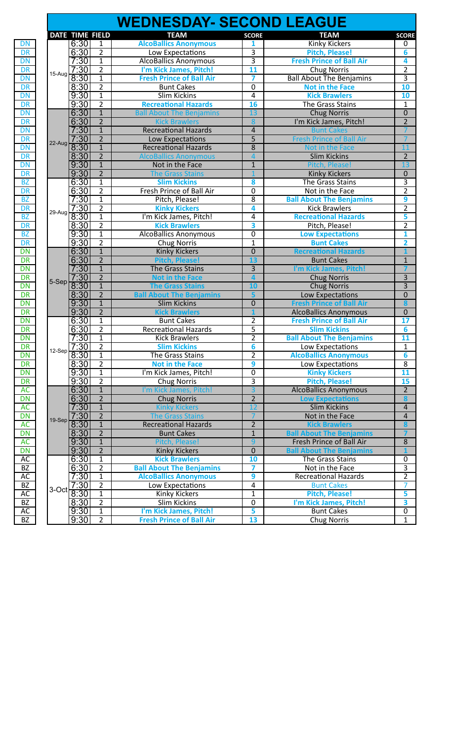# WEDNESDAY- SECOND LEAGUE

| | DATE | TIME | FIELD | TEAM | SCORE | TEAM | SCORE |
|---|---|---|---|---|---|---|---|
| DN | 15-Aug | 6:30 | 1 | AlcoBallics Anonymous | 1 | Kinky Kickers | 0 |
| DR | | 6:30 | 2 | Low Expectations | 3 | Pitch, Please! | 6 |
| DN | | 7:30 | 1 | AlcoBallics Anonymous | 3 | Fresh Prince of Ball Air | 4 |
| DR | | 7:30 | 2 | I'm Kick James, Pitch! | 11 | Chug Norris | 2 |
| DN | | 8:30 | 1 | Fresh Prince of Ball Air | 7 | Ball About The Benjamins | 3 |
| DR | | 8:30 | 2 | Bunt Cakes | 0 | Not in the Face | 10 |
| DN | | 9:30 | 1 | Slim Kickins | 4 | Kick Brawlers | 10 |
| DR | | 9:30 | 2 | Recreational Hazards | 16 | The Grass Stains | 1 |
| DN | 22-Aug | 6:30 | 1 | Ball About The Benjamins | 13 | Chug Norris | 0 |
| DR | | 6:30 | 2 | Kick Brawlers | 8 | I'm Kick James, Pitch! | 2 |
| DN | | 7:30 | 1 | Recreational Hazards | 4 | Bunt Cakes | 7 |
| DR | | 7:30 | 2 | Low Expectations | 5 | Fresh Prince of Ball Air | 7 |
| DN | | 8:30 | 1 | Recreational Hazards | 8 | Not in the Face | 11 |
| DR | | 8:30 | 2 | AlcoBallics Anonymous | 4 | Slim Kickins | 2 |
| DN | | 9:30 | 1 | Not in the Face | 1 | Pitch, Please! | 13 |
| DR | | 9:30 | 2 | The Grass Stains | 1 | Kinky Kickers | 0 |
| BZ | 29-Aug | 6:30 | 1 | Slim Kickins | 8 | The Grass Stains | 3 |
| DR | | 6:30 | 2 | Fresh Prince of Ball Air | 0 | Not in the Face | 2 |
| BZ | | 7:30 | 1 | Pitch, Please! | 8 | Ball About The Benjamins | 9 |
| DR | | 7:30 | 2 | Kinky Kickers | 4 | Kick Brawlers | 2 |
| BZ | | 8:30 | 1 | I'm Kick James, Pitch! | 4 | Recreational Hazards | 5 |
| DR | | 8:30 | 2 | Kick Brawlers | 3 | Pitch, Please! | 2 |
| BZ | | 9:30 | 1 | AlcoBallics Anonymous | 0 | Low Expectations | 1 |
| DR | | 9:30 | 2 | Chug Norris | 1 | Bunt Cakes | 2 |
| DN | 5-Sep | 6:30 | 1 | Kinky Kickers | 0 | Recreational Hazards | 1 |
| DR | | 6:30 | 2 | Pitch, Please! | 13 | Bunt Cakes | 1 |
| DN | | 7:30 | 1 | The Grass Stains | 3 | I'm Kick James, Pitch! | 7 |
| DR | | 7:30 | 2 | Not in the Face | 4 | Chug Norris | 3 |
| DN | | 8:30 | 1 | The Grass Stains | 10 | Chug Norris | 3 |
| DR | | 8:30 | 2 | Ball About The Benjamins | 5 | Low Expectations | 0 |
| DN | | 9:30 | 1 | Slim Kickins | 0 | Fresh Prince of Ball Air | 8 |
| DR | | 9:30 | 2 | Kick Brawlers | 1 | AlcoBallics Anonymous | 0 |
| DN | 12-Sep | 6:30 | 1 | Bunt Cakes | 2 | Fresh Prince of Ball Air | 17 |
| DR | | 6:30 | 2 | Recreational Hazards | 5 | Slim Kickins | 6 |
| DN | | 7:30 | 1 | Kick Brawlers | 2 | Ball About The Benjamins | 11 |
| DR | | 7:30 | 2 | Slim Kickins | 6 | Low Expectations | 1 |
| DN | | 8:30 | 1 | The Grass Stains | 2 | AlcoBallics Anonymous | 6 |
| DR | | 8:30 | 2 | Not in the Face | 9 | Low Expectations | 8 |
| DN | | 9:30 | 1 | I'm Kick James, Pitch! | 0 | Kinky Kickers | 11 |
| DR | | 9:30 | 2 | Chug Norris | 3 | Pitch, Please! | 15 |
| AC | 19-Sep | 6:30 | 1 | I'm Kick James, Pitch! | 3 | AlcoBallics Anonymous | 2 |
| DN | | 6:30 | 2 | Chug Norris | 2 | Low Expectations | 8 |
| AC | | 7:30 | 1 | Kinky Kickers | 12 | Slim Kickins | 4 |
| DN | | 7:30 | 2 | The Grass Stains | 7 | Not in the Face | 4 |
| AC | | 8:30 | 1 | Recreational Hazards | 2 | Kick Brawlers | 8 |
| DN | | 8:30 | 2 | Bunt Cakes | 1 | Ball About The Benjamins | 7 |
| AC | | 9:30 | 1 | Pitch, Please! | 9 | Fresh Prince of Ball Air | 8 |
| DN | | 9:30 | 2 | Kinky Kickers | 0 | Ball About The Benjamins | 1 |
| AC | 3-Oct | 6:30 | 1 | Kick Brawlers | 10 | The Grass Stains | 0 |
| BZ | | 6:30 | 2 | Ball About The Benjamins | 7 | Not in the Face | 3 |
| AC | | 7:30 | 1 | AlcoBallics Anonymous | 9 | Recreational Hazards | 2 |
| BZ | | 7:30 | 2 | Low Expectations | 4 | Bunt Cakes | 7 |
| AC | | 8:30 | 1 | Kinky Kickers | 1 | Pitch, Please! | 5 |
| BZ | | 8:30 | 2 | Slim Kickins | 0 | I'm Kick James, Pitch! | 3 |
| AC | | 9:30 | 1 | I'm Kick James, Pitch! | 5 | Bunt Cakes | 0 |
| BZ | | 9:30 | 2 | Fresh Prince of Ball Air | 13 | Chug Norris | 1 |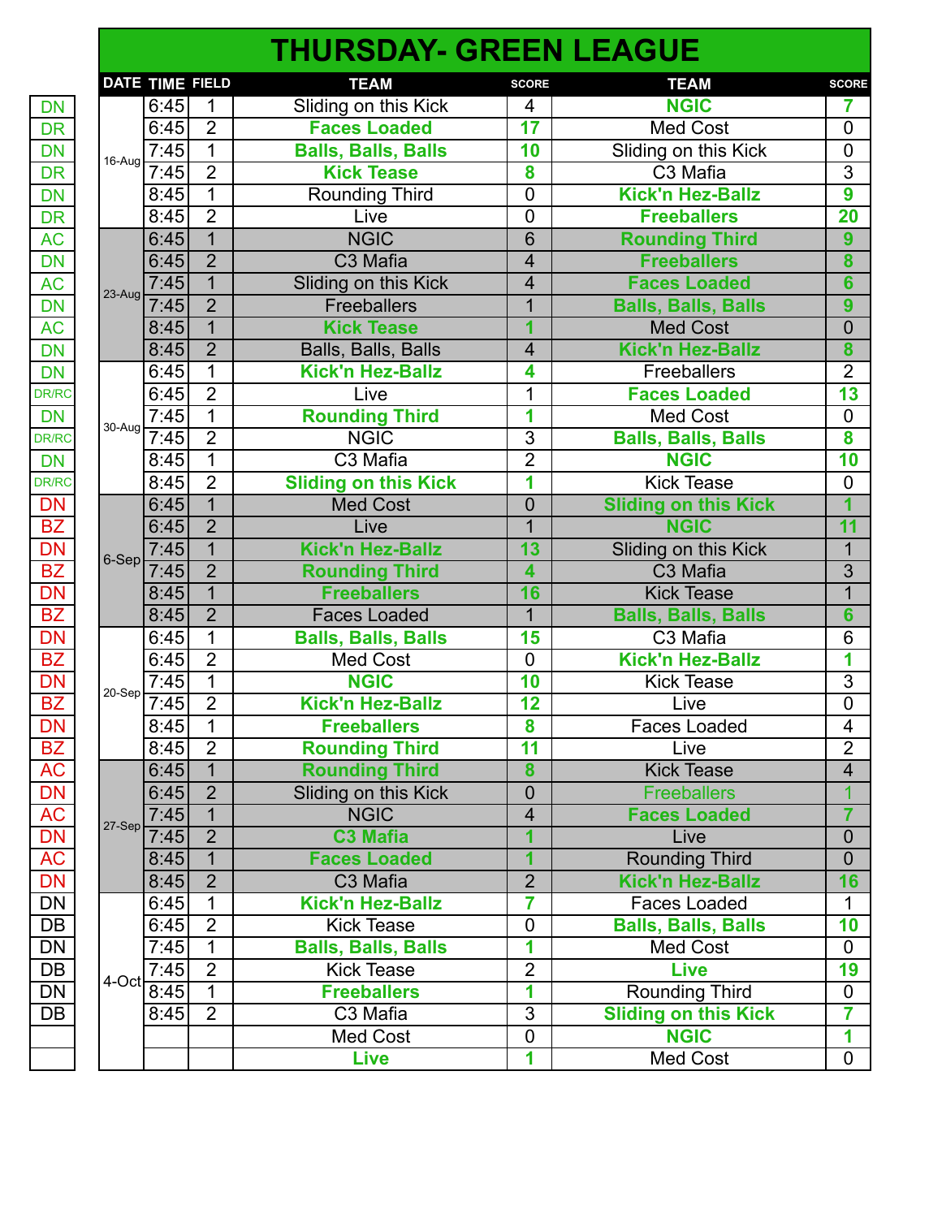# THURSDAY- GREEN LEAGUE

| | DATE | TIME | FIELD | TEAM | SCORE | TEAM | SCORE |
|---|---|---|---|---|---|---|---|
| DN | 16-Aug | 6:45 | 1 | Sliding on this Kick | 4 | NGIC | 7 |
| DR | | 6:45 | 2 | Faces Loaded | 17 | Med Cost | 0 |
| DN | | 7:45 | 1 | Balls, Balls, Balls | 10 | Sliding on this Kick | 0 |
| DR | | 7:45 | 2 | Kick Tease | 8 | C3 Mafia | 3 |
| DN | | 8:45 | 1 | Rounding Third | 0 | Kick'n Hez-Ballz | 9 |
| DR | | 8:45 | 2 | Live | 0 | Freeballers | 20 |
| AC | 23-Aug | 6:45 | 1 | NGIC | 6 | Rounding Third | 9 |
| DN | | 6:45 | 2 | C3 Mafia | 4 | Freeballers | 8 |
| AC | | 7:45 | 1 | Sliding on this Kick | 4 | Faces Loaded | 6 |
| DN | | 7:45 | 2 | Freeballers | 1 | Balls, Balls, Balls | 9 |
| AC | | 8:45 | 1 | Kick Tease | 1 | Med Cost | 0 |
| DN | | 8:45 | 2 | Balls, Balls, Balls | 4 | Kick'n Hez-Ballz | 8 |
| DN | 30-Aug | 6:45 | 1 | Kick'n Hez-Ballz | 4 | Freeballers | 2 |
| DR/RC | | 6:45 | 2 | Live | 1 | Faces Loaded | 13 |
| DN | | 7:45 | 1 | Rounding Third | 1 | Med Cost | 0 |
| DR/RC | | 7:45 | 2 | NGIC | 3 | Balls, Balls, Balls | 8 |
| DN | | 8:45 | 1 | C3 Mafia | 2 | NGIC | 10 |
| DR/RC | | 8:45 | 2 | Sliding on this Kick | 1 | Kick Tease | 0 |
| DN | 6-Sep | 6:45 | 1 | Med Cost | 0 | Sliding on this Kick | 1 |
| BZ | | 6:45 | 2 | Live | 1 | NGIC | 11 |
| DN | | 7:45 | 1 | Kick'n Hez-Ballz | 13 | Sliding on this Kick | 1 |
| BZ | | 7:45 | 2 | Rounding Third | 4 | C3 Mafia | 3 |
| DN | | 8:45 | 1 | Freeballers | 16 | Kick Tease | 1 |
| BZ | | 8:45 | 2 | Faces Loaded | 1 | Balls, Balls, Balls | 6 |
| DN | 20-Sep | 6:45 | 1 | Balls, Balls, Balls | 15 | C3 Mafia | 6 |
| BZ | | 6:45 | 2 | Med Cost | 0 | Kick'n Hez-Ballz | 1 |
| DN | | 7:45 | 1 | NGIC | 10 | Kick Tease | 3 |
| BZ | | 7:45 | 2 | Kick'n Hez-Ballz | 12 | Live | 0 |
| DN | | 8:45 | 1 | Freeballers | 8 | Faces Loaded | 4 |
| BZ | | 8:45 | 2 | Rounding Third | 11 | Live | 2 |
| AC | 27-Sep | 6:45 | 1 | Rounding Third | 8 | Kick Tease | 4 |
| DN | | 6:45 | 2 | Sliding on this Kick | 0 | Freeballers | 1 |
| AC | | 7:45 | 1 | NGIC | 4 | Faces Loaded | 7 |
| DN | | 7:45 | 2 | C3 Mafia | 1 | Live | 0 |
| AC | | 8:45 | 1 | Faces Loaded | 1 | Rounding Third | 0 |
| DN | | 8:45 | 2 | C3 Mafia | 2 | Kick'n Hez-Ballz | 16 |
| DN | 4-Oct | 6:45 | 1 | Kick'n Hez-Ballz | 7 | Faces Loaded | 1 |
| DB | | 6:45 | 2 | Kick Tease | 0 | Balls, Balls, Balls | 10 |
| DN | | 7:45 | 1 | Balls, Balls, Balls | 1 | Med Cost | 0 |
| DB | | 7:45 | 2 | Kick Tease | 2 | Live | 19 |
| DN | | 8:45 | 1 | Freeballers | 1 | Rounding Third | 0 |
| DB | | 8:45 | 2 | C3 Mafia | 3 | Sliding on this Kick | 7 |
| | | | | Med Cost | 0 | NGIC | 1 |
| | | | | Live | 1 | Med Cost | 0 |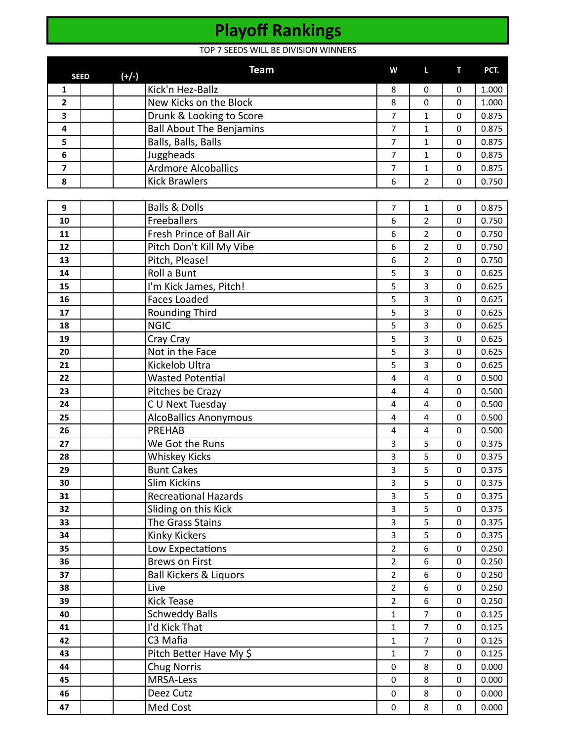# Playoff Rankings

TOP 7 SEEDS WILL BE DIVISION WINNERS

| SEED | (+/-) | Team | W | L | T | PCT. |
|---|---|---|---|---|---|---|
| 1 | | Kick'n Hez-Ballz | 8 | 0 | 0 | 1.000 |
| 2 | | New Kicks on the Block | 8 | 0 | 0 | 1.000 |
| 3 | | Drunk & Looking to Score | 7 | 1 | 0 | 0.875 |
| 4 | | Ball About The Benjamins | 7 | 1 | 0 | 0.875 |
| 5 | | Balls, Balls, Balls | 7 | 1 | 0 | 0.875 |
| 6 | | Juggheads | 7 | 1 | 0 | 0.875 |
| 7 | | Ardmore Alcoballics | 7 | 1 | 0 | 0.875 |
| 8 | | Kick Brawlers | 6 | 2 | 0 | 0.750 |
| 9 | | Balls & Dolls | 7 | 1 | 0 | 0.875 |
| 10 | | Freeballers | 6 | 2 | 0 | 0.750 |
| 11 | | Fresh Prince of Ball Air | 6 | 2 | 0 | 0.750 |
| 12 | | Pitch Don't Kill My Vibe | 6 | 2 | 0 | 0.750 |
| 13 | | Pitch, Please! | 6 | 2 | 0 | 0.750 |
| 14 | | Roll a Bunt | 5 | 3 | 0 | 0.625 |
| 15 | | I'm Kick James, Pitch! | 5 | 3 | 0 | 0.625 |
| 16 | | Faces Loaded | 5 | 3 | 0 | 0.625 |
| 17 | | Rounding Third | 5 | 3 | 0 | 0.625 |
| 18 | | NGIC | 5 | 3 | 0 | 0.625 |
| 19 | | Cray Cray | 5 | 3 | 0 | 0.625 |
| 20 | | Not in the Face | 5 | 3 | 0 | 0.625 |
| 21 | | Kickelob Ultra | 5 | 3 | 0 | 0.625 |
| 22 | | Wasted Potential | 4 | 4 | 0 | 0.500 |
| 23 | | Pitches be Crazy | 4 | 4 | 0 | 0.500 |
| 24 | | C U Next Tuesday | 4 | 4 | 0 | 0.500 |
| 25 | | AlcoBallics Anonymous | 4 | 4 | 0 | 0.500 |
| 26 | | PREHAB | 4 | 4 | 0 | 0.500 |
| 27 | | We Got the Runs | 3 | 5 | 0 | 0.375 |
| 28 | | Whiskey Kicks | 3 | 5 | 0 | 0.375 |
| 29 | | Bunt Cakes | 3 | 5 | 0 | 0.375 |
| 30 | | Slim Kickins | 3 | 5 | 0 | 0.375 |
| 31 | | Recreational Hazards | 3 | 5 | 0 | 0.375 |
| 32 | | Sliding on this Kick | 3 | 5 | 0 | 0.375 |
| 33 | | The Grass Stains | 3 | 5 | 0 | 0.375 |
| 34 | | Kinky Kickers | 3 | 5 | 0 | 0.375 |
| 35 | | Low Expectations | 2 | 6 | 0 | 0.250 |
| 36 | | Brews on First | 2 | 6 | 0 | 0.250 |
| 37 | | Ball Kickers & Liquors | 2 | 6 | 0 | 0.250 |
| 38 | | Live | 2 | 6 | 0 | 0.250 |
| 39 | | Kick Tease | 2 | 6 | 0 | 0.250 |
| 40 | | Schweddy Balls | 1 | 7 | 0 | 0.125 |
| 41 | | I'd Kick That | 1 | 7 | 0 | 0.125 |
| 42 | | C3 Mafia | 1 | 7 | 0 | 0.125 |
| 43 | | Pitch Better Have My $ | 1 | 7 | 0 | 0.125 |
| 44 | | Chug Norris | 0 | 8 | 0 | 0.000 |
| 45 | | MRSA-Less | 0 | 8 | 0 | 0.000 |
| 46 | | Deez Cutz | 0 | 8 | 0 | 0.000 |
| 47 | | Med Cost | 0 | 8 | 0 | 0.000 |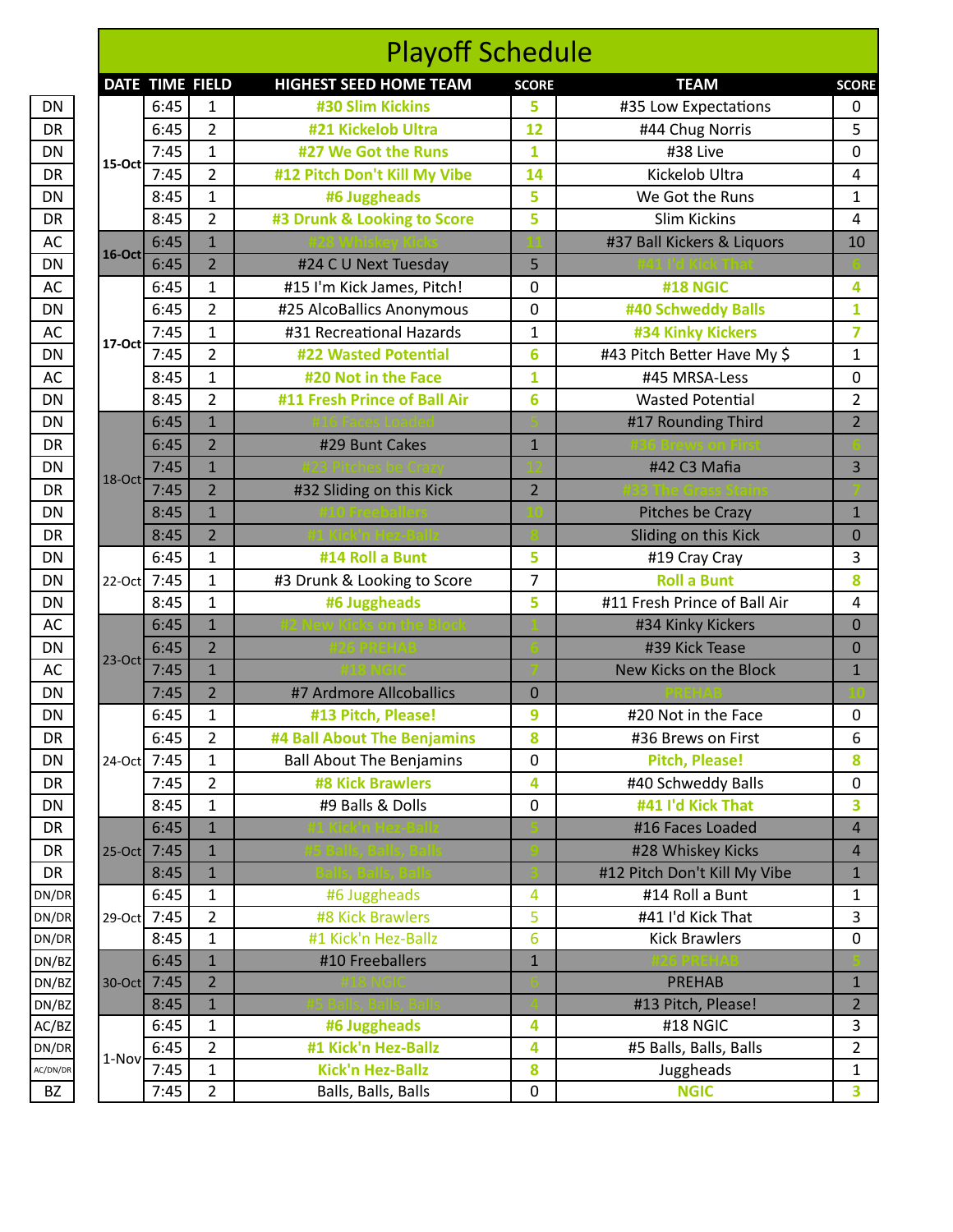# Playoff Schedule

| | DATE | TIME | FIELD | HIGHEST SEED HOME TEAM | SCORE | TEAM | SCORE |
|---|---|---|---|---|---|---|---|
| DN | 15-Oct | 6:45 | 1 | #30 Slim Kickins | 5 | #35 Low Expectations | 0 |
| DR | | 6:45 | 2 | #21 Kickelob Ultra | 12 | #44 Chug Norris | 5 |
| DN | | 7:45 | 1 | #27 We Got the Runs | 1 | #38 Live | 0 |
| DR | | 7:45 | 2 | #12 Pitch Don't Kill My Vibe | 14 | Kickelob Ultra | 4 |
| DN | | 8:45 | 1 | #6 Juggheads | 5 | We Got the Runs | 1 |
| DR | | 8:45 | 2 | #3 Drunk & Looking to Score | 5 | Slim Kickins | 4 |
| AC | 16-Oct | 6:45 | 1 | #28 Whiskey Kicks | 11 | #37 Ball Kickers & Liquors | 10 |
| DN | | 6:45 | 2 | #24 C U Next Tuesday | 5 | #41 I'd Kick That | 6 |
| AC | 17-Oct | 6:45 | 1 | #15 I'm Kick James, Pitch! | 0 | #18 NGIC | 4 |
| DN | | 6:45 | 2 | #25 AlcoBallics Anonymous | 0 | #40 Schweddy Balls | 1 |
| AC | | 7:45 | 1 | #31 Recreational Hazards | 1 | #34 Kinky Kickers | 7 |
| DN | | 7:45 | 2 | #22 Wasted Potential | 6 | #43 Pitch Better Have My $ | 1 |
| AC | | 8:45 | 1 | #20 Not in the Face | 1 | #45 MRSA-Less | 0 |
| DN | | 8:45 | 2 | #11 Fresh Prince of Ball Air | 6 | Wasted Potential | 2 |
| DN | 18-Oct | 6:45 | 1 | #16 Faces Loaded | 5 | #17 Rounding Third | 2 |
| DR | | 6:45 | 2 | #29 Bunt Cakes | 1 | #36 Brews on First | 6 |
| DN | | 7:45 | 1 | #23 Pitches be Crazy | 12 | #42 C3 Mafia | 3 |
| DR | | 7:45 | 2 | #32 Sliding on this Kick | 2 | #33 The Grass Stains | 7 |
| DN | | 8:45 | 1 | #10 Freeballers | 10 | Pitches be Crazy | 1 |
| DR | | 8:45 | 2 | #1 Kick'n Hez-Ballz | 8 | Sliding on this Kick | 0 |
| DN | 22-Oct | 6:45 | 1 | #14 Roll a Bunt | 5 | #19 Cray Cray | 3 |
| DN | | 7:45 | 1 | #3 Drunk & Looking to Score | 7 | Roll a Bunt | 8 |
| DN | | 8:45 | 1 | #6 Juggheads | 5 | #11 Fresh Prince of Ball Air | 4 |
| AC | 23-Oct | 6:45 | 1 | #2 New Kicks on the Block | 1 | #34 Kinky Kickers | 0 |
| DN | | 6:45 | 2 | #26 PREHAB | 6 | #39 Kick Tease | 0 |
| AC | | 7:45 | 1 | #18 NGIC | 7 | New Kicks on the Block | 1 |
| DN | | 7:45 | 2 | #7 Ardmore Allcoballics | 0 | PREHAB | 10 |
| DN | 24-Oct | 6:45 | 1 | #13 Pitch, Please! | 9 | #20 Not in the Face | 0 |
| DR | | 6:45 | 2 | #4 Ball About The Benjamins | 8 | #36 Brews on First | 6 |
| DN | | 7:45 | 1 | Ball About The Benjamins | 0 | Pitch, Please! | 8 |
| DR | | 7:45 | 2 | #8 Kick Brawlers | 4 | #40 Schweddy Balls | 0 |
| DN | | 8:45 | 1 | #9 Balls & Dolls | 0 | #41 I'd Kick That | 3 |
| DR | 25-Oct | 6:45 | 1 | #1 Kick'n Hez-Ballz | 5 | #16 Faces Loaded | 4 |
| DR | | 7:45 | 1 | #5 Balls, Balls, Balls | 9 | #28 Whiskey Kicks | 4 |
| DR | | 8:45 | 1 | Balls, Balls, Balls | 3 | #12 Pitch Don't Kill My Vibe | 1 |
| DN/DR | 29-Oct | 6:45 | 1 | #6 Juggheads | 4 | #14 Roll a Bunt | 1 |
| DN/DR | | 7:45 | 2 | #8 Kick Brawlers | 5 | #41 I'd Kick That | 3 |
| DN/DR | | 8:45 | 1 | #1 Kick'n Hez-Ballz | 6 | Kick Brawlers | 0 |
| DN/BZ | 30-Oct | 6:45 | 1 | #10 Freeballers | 1 | #26 PREHAB | 5 |
| DN/BZ | | 7:45 | 2 | #18 NGIC | 6 | PREHAB | 1 |
| DN/BZ | | 8:45 | 1 | #5 Balls, Balls, Balls | 4 | #13 Pitch, Please! | 2 |
| AC/BZ | 1-Nov | 6:45 | 1 | #6 Juggheads | 4 | #18 NGIC | 3 |
| DN/DR | | 6:45 | 2 | #1 Kick'n Hez-Ballz | 4 | #5 Balls, Balls, Balls | 2 |
| AC/DN/DR | | 7:45 | 1 | Kick'n Hez-Ballz | 8 | Juggheads | 1 |
| BZ | | 7:45 | 2 | Balls, Balls, Balls | 0 | NGIC | 3 |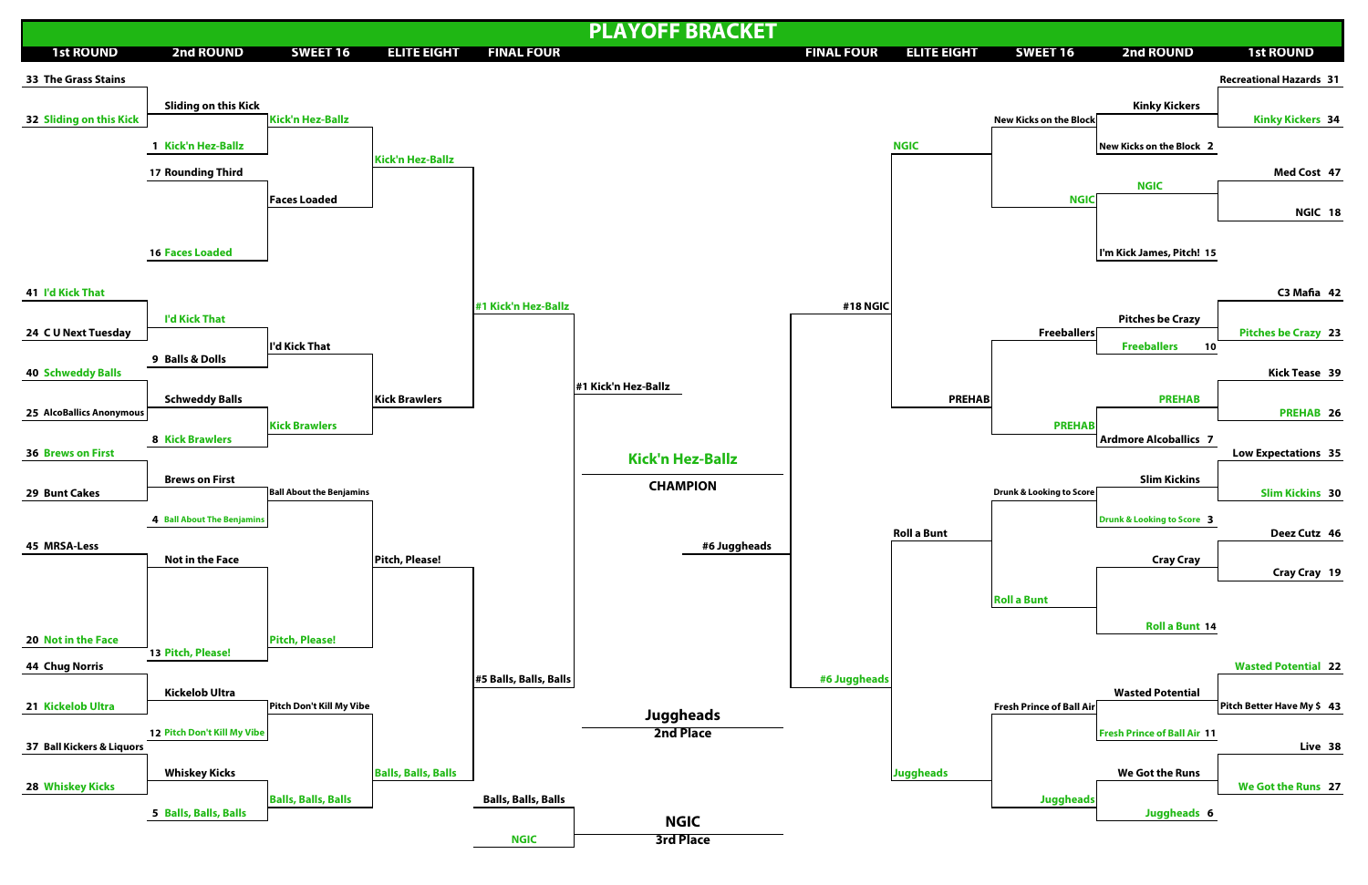# PLAYOFF BRACKET

1st ROUND
2nd ROUND
SWEET 16
ELITE EIGHT
FINAL FOUR
FINAL FOUR
ELITE EIGHT
SWEET 16
2nd ROUND
1st ROUND

33 The Grass Stains
32 Sliding on this Kick
Sliding on this Kick
1 Kick'n Hez-Ballz
Kick'n Hez-Ballz
17 Rounding Third
16 Faces Loaded
Faces Loaded
Kick'n Hez-Ballz
41 I'd Kick That
24 C U Next Tuesday
I'd Kick That
9 Balls & Dolls
I'd Kick That
40 Schweddy Balls
25 AlcoBallics Anonymous
Schweddy Balls
8 Kick Brawlers
Kick Brawlers
Kick Brawlers
#1 Kick'n Hez-Ballz
36 Brews on First
29 Bunt Cakes
Brews on First
4 Ball About The Benjamins
Ball About the Benjamins
45 MRSA-Less
20 Not in the Face
Not in the Face
13 Pitch, Please!
Pitch, Please!
Pitch, Please!
44 Chug Norris
21 Kickelob Ultra
Kickelob Ultra
12 Pitch Don't Kill My Vibe
Pitch Don't Kill My Vibe
37 Ball Kickers & Liquors
28 Whiskey Kicks
Whiskey Kicks
5 Balls, Balls, Balls
Balls, Balls, Balls
Balls, Balls, Balls
#5 Balls, Balls, Balls
#1 Kick'n Hez-Ballz

Recreational Hazards 31
Kinky Kickers 34
Kinky Kickers
New Kicks on the Block 2
New Kicks on the Block
Med Cost 47
NGIC 18
NGIC
I'm Kick James, Pitch! 15
NGIC
NGIC
C3 Mafia 42
Pitches be Crazy 23
Pitches be Crazy
Freeballers 10
Freeballers
Kick Tease 39
PREHAB 26
PREHAB
Ardmore Alcoballics 7
PREHAB
PREHAB
#18 NGIC
Low Expectations 35
Slim Kickins 30
Slim Kickins
Drunk & Looking to Score 3
Drunk & Looking to Score
Deez Cutz 46
Cray Cray 19
Cray Cray
Roll a Bunt 14
Roll a Bunt
Roll a Bunt
Wasted Potential 22
Pitch Better Have My $ 43
Wasted Potential
Fresh Prince of Ball Air 11
Fresh Prince of Ball Air
Live 38
We Got the Runs 27
We Got the Runs
Juggheads 6
Juggheads
Juggheads
#6 Juggheads
#6 Juggheads

Kick'n Hez-Ballz
CHAMPION

Juggheads
2nd Place

Balls, Balls, Balls
NGIC

NGIC
3rd Place